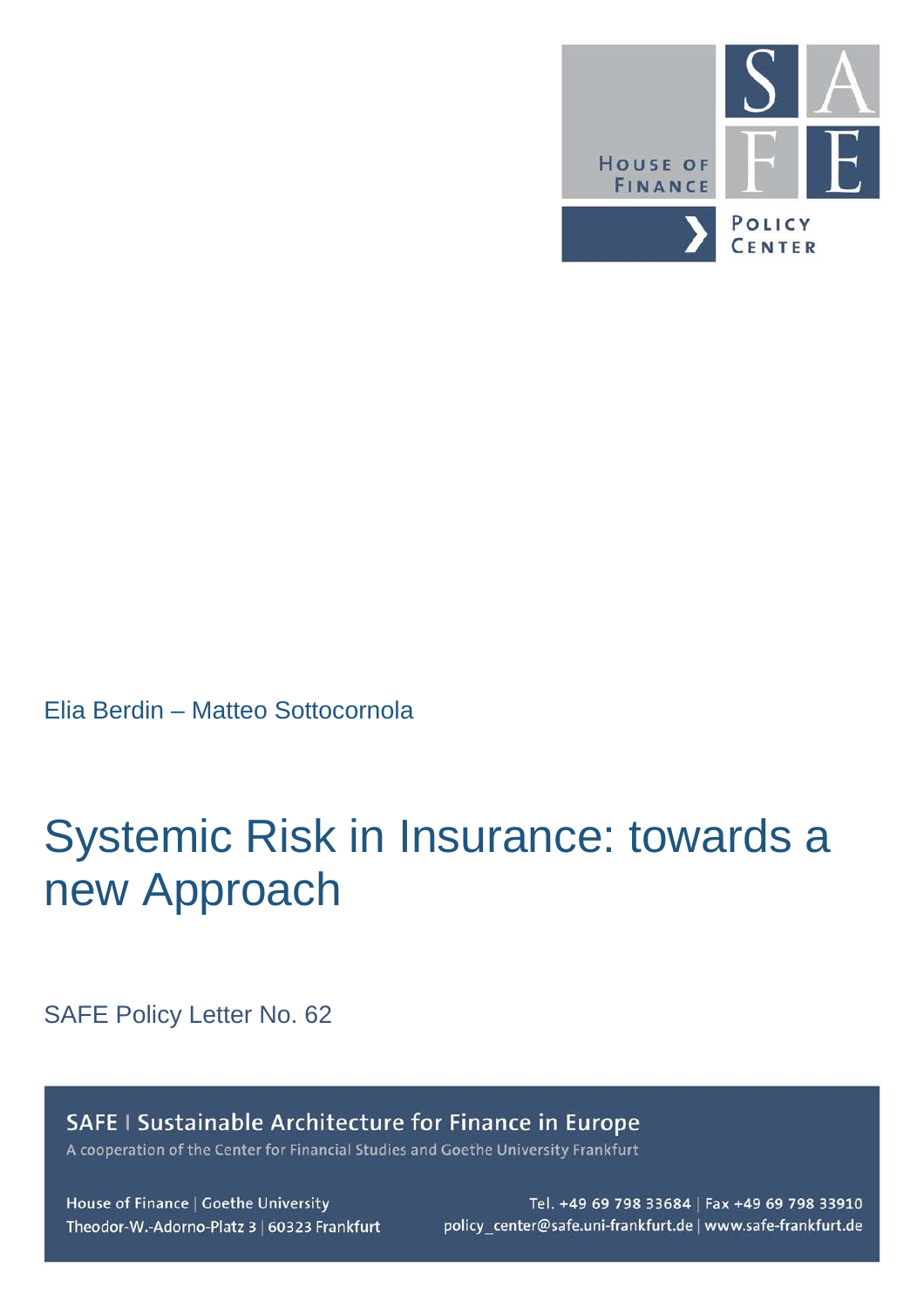HOUSE OF FINANCE

SAFE

POLICY CENTER

Elia Berdin – Matteo Sottocornola

# Systemic Risk in Insurance: towards a new Approach

SAFE Policy Letter No. 62

**SAFE | Sustainable Architecture for Finance in Europe**

A cooperation of the Center for Financial Studies and Goethe University Frankfurt

House of Finance | Goethe University
Theodor-W.-Adorno-Platz 3 | 60323 Frankfurt

Tel. +49 69 798 33684 | Fax +49 69 798 33910
policy_center@safe.uni-frankfurt.de | www.safe-frankfurt.de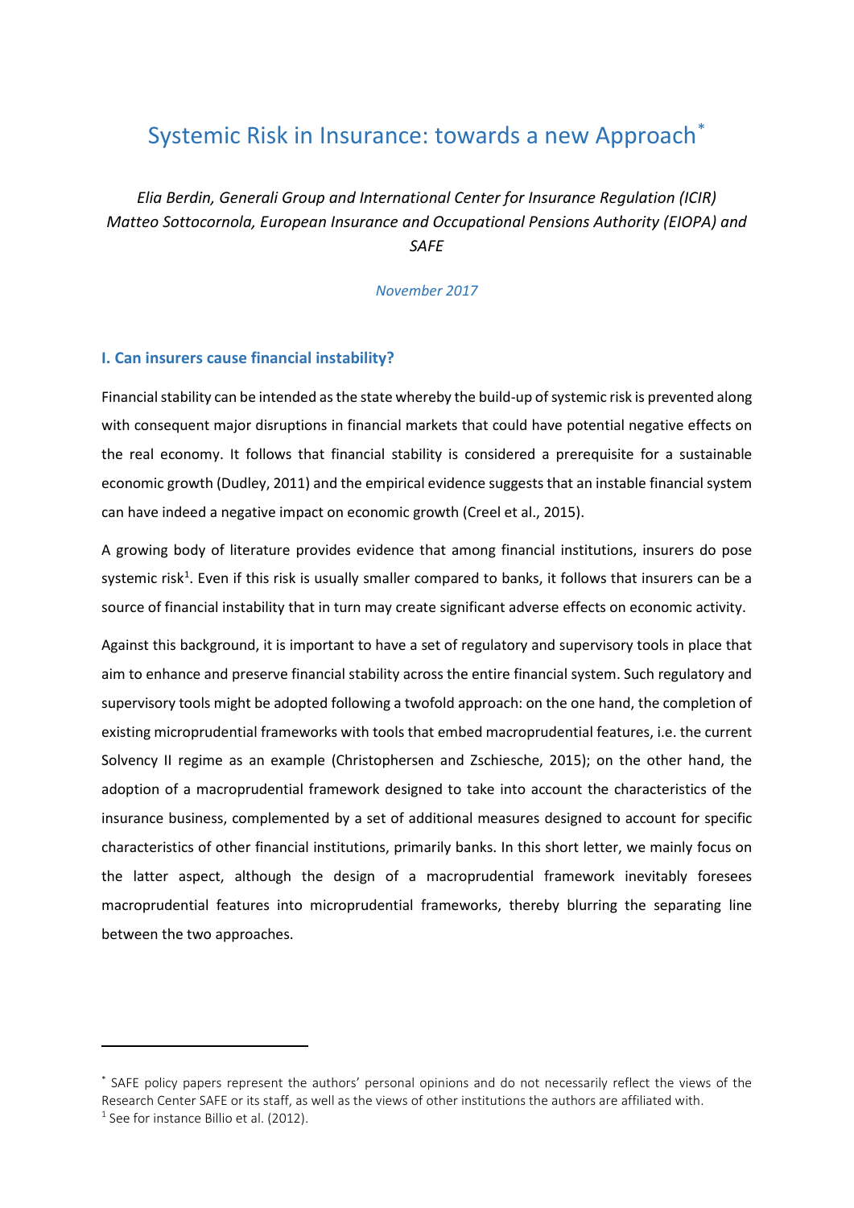# Systemic Risk in Insurance: towards a new Approach[*]

*Elia Berdin, Generali Group and International Center for Insurance Regulation (ICIR)*
*Matteo Sottocornola, European Insurance and Occupational Pensions Authority (EIOPA) and SAFE*

*November 2017*

## I. Can insurers cause financial instability?

Financial stability can be intended as the state whereby the build-up of systemic risk is prevented along with consequent major disruptions in financial markets that could have potential negative effects on the real economy. It follows that financial stability is considered a prerequisite for a sustainable economic growth (Dudley, 2011) and the empirical evidence suggests that an instable financial system can have indeed a negative impact on economic growth (Creel et al., 2015).

A growing body of literature provides evidence that among financial institutions, insurers do pose systemic risk[1]. Even if this risk is usually smaller compared to banks, it follows that insurers can be a source of financial instability that in turn may create significant adverse effects on economic activity.

Against this background, it is important to have a set of regulatory and supervisory tools in place that aim to enhance and preserve financial stability across the entire financial system. Such regulatory and supervisory tools might be adopted following a twofold approach: on the one hand, the completion of existing microprudential frameworks with tools that embed macroprudential features, i.e. the current Solvency II regime as an example (Christophersen and Zschiesche, 2015); on the other hand, the adoption of a macroprudential framework designed to take into account the characteristics of the insurance business, complemented by a set of additional measures designed to account for specific characteristics of other financial institutions, primarily banks. In this short letter, we mainly focus on the latter aspect, although the design of a macroprudential framework inevitably foresees macroprudential features into microprudential frameworks, thereby blurring the separating line between the two approaches.

---

[*] SAFE policy papers represent the authors' personal opinions and do not necessarily reflect the views of the Research Center SAFE or its staff, as well as the views of other institutions the authors are affiliated with.

[1] See for instance Billio et al. (2012).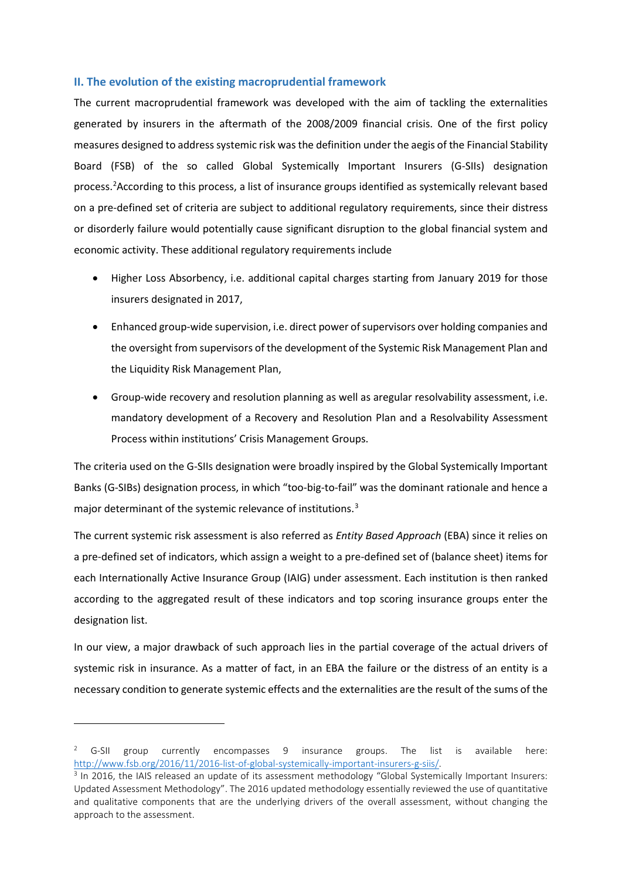## II. The evolution of the existing macroprudential framework

The current macroprudential framework was developed with the aim of tackling the externalities generated by insurers in the aftermath of the 2008/2009 financial crisis. One of the first policy measures designed to address systemic risk was the definition under the aegis of the Financial Stability Board (FSB) of the so called Global Systemically Important Insurers (G-SIIs) designation process.[2]According to this process, a list of insurance groups identified as systemically relevant based on a pre-defined set of criteria are subject to additional regulatory requirements, since their distress or disorderly failure would potentially cause significant disruption to the global financial system and economic activity. These additional regulatory requirements include

- Higher Loss Absorbency, i.e. additional capital charges starting from January 2019 for those insurers designated in 2017,
- Enhanced group-wide supervision, i.e. direct power of supervisors over holding companies and the oversight from supervisors of the development of the Systemic Risk Management Plan and the Liquidity Risk Management Plan,
- Group-wide recovery and resolution planning as well as aregular resolvability assessment, i.e. mandatory development of a Recovery and Resolution Plan and a Resolvability Assessment Process within institutions' Crisis Management Groups.

The criteria used on the G-SIIs designation were broadly inspired by the Global Systemically Important Banks (G-SIBs) designation process, in which "too-big-to-fail" was the dominant rationale and hence a major determinant of the systemic relevance of institutions.[3]

The current systemic risk assessment is also referred as *Entity Based Approach* (EBA) since it relies on a pre-defined set of indicators, which assign a weight to a pre-defined set of (balance sheet) items for each Internationally Active Insurance Group (IAIG) under assessment. Each institution is then ranked according to the aggregated result of these indicators and top scoring insurance groups enter the designation list.

In our view, a major drawback of such approach lies in the partial coverage of the actual drivers of systemic risk in insurance. As a matter of fact, in an EBA the failure or the distress of an entity is a necessary condition to generate systemic effects and the externalities are the result of the sums of the

[2] G-SII group currently encompasses 9 insurance groups. The list is available here: http://www.fsb.org/2016/11/2016-list-of-global-systemically-important-insurers-g-siis/.

[3] In 2016, the IAIS released an update of its assessment methodology "Global Systemically Important Insurers: Updated Assessment Methodology". The 2016 updated methodology essentially reviewed the use of quantitative and qualitative components that are the underlying drivers of the overall assessment, without changing the approach to the assessment.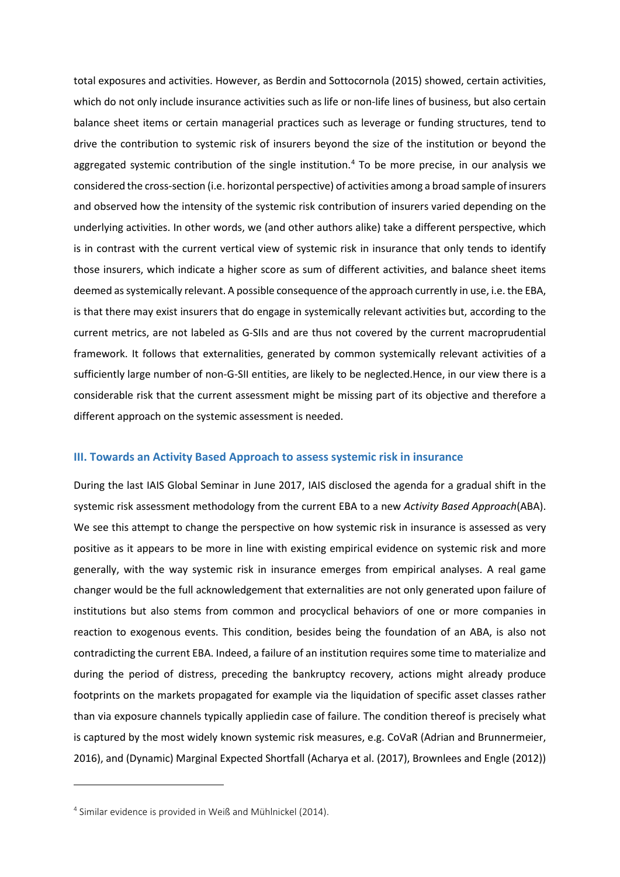total exposures and activities. However, as Berdin and Sottocornola (2015) showed, certain activities, which do not only include insurance activities such as life or non-life lines of business, but also certain balance sheet items or certain managerial practices such as leverage or funding structures, tend to drive the contribution to systemic risk of insurers beyond the size of the institution or beyond the aggregated systemic contribution of the single institution.[4] To be more precise, in our analysis we considered the cross-section (i.e. horizontal perspective) of activities among a broad sample of insurers and observed how the intensity of the systemic risk contribution of insurers varied depending on the underlying activities. In other words, we (and other authors alike) take a different perspective, which is in contrast with the current vertical view of systemic risk in insurance that only tends to identify those insurers, which indicate a higher score as sum of different activities, and balance sheet items deemed as systemically relevant. A possible consequence of the approach currently in use, i.e. the EBA, is that there may exist insurers that do engage in systemically relevant activities but, according to the current metrics, are not labeled as G-SIIs and are thus not covered by the current macroprudential framework. It follows that externalities, generated by common systemically relevant activities of a sufficiently large number of non-G-SII entities, are likely to be neglected.Hence, in our view there is a considerable risk that the current assessment might be missing part of its objective and therefore a different approach on the systemic assessment is needed.

## III. Towards an Activity Based Approach to assess systemic risk in insurance

During the last IAIS Global Seminar in June 2017, IAIS disclosed the agenda for a gradual shift in the systemic risk assessment methodology from the current EBA to a new *Activity Based Approach*(ABA). We see this attempt to change the perspective on how systemic risk in insurance is assessed as very positive as it appears to be more in line with existing empirical evidence on systemic risk and more generally, with the way systemic risk in insurance emerges from empirical analyses. A real game changer would be the full acknowledgement that externalities are not only generated upon failure of institutions but also stems from common and procyclical behaviors of one or more companies in reaction to exogenous events. This condition, besides being the foundation of an ABA, is also not contradicting the current EBA. Indeed, a failure of an institution requires some time to materialize and during the period of distress, preceding the bankruptcy recovery, actions might already produce footprints on the markets propagated for example via the liquidation of specific asset classes rather than via exposure channels typically appliedin case of failure. The condition thereof is precisely what is captured by the most widely known systemic risk measures, e.g. CoVaR (Adrian and Brunnermeier, 2016), and (Dynamic) Marginal Expected Shortfall (Acharya et al. (2017), Brownlees and Engle (2012))

---

[4] Similar evidence is provided in Weiß and Mühlnickel (2014).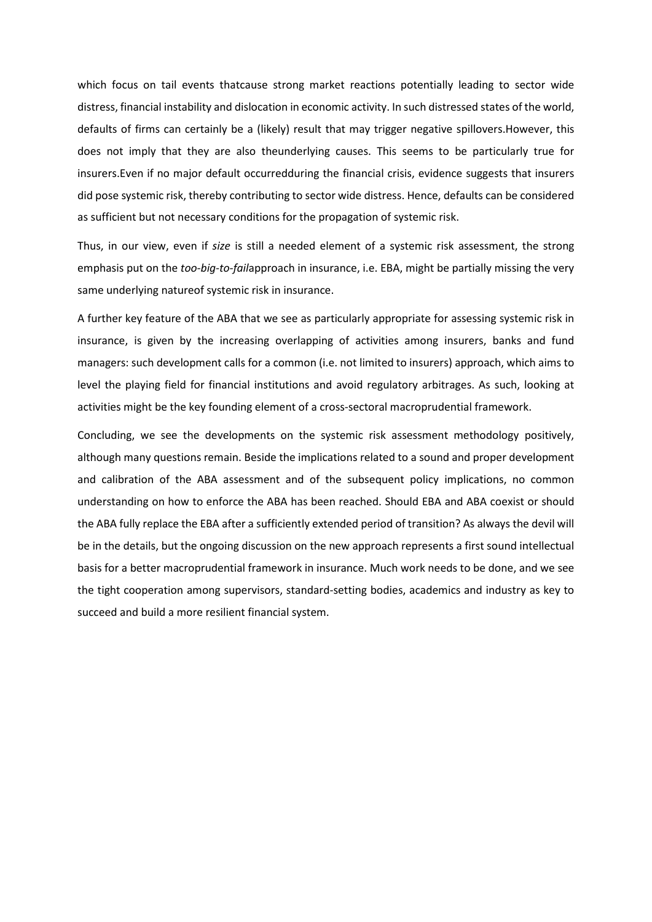which focus on tail events thatcause strong market reactions potentially leading to sector wide distress, financial instability and dislocation in economic activity. In such distressed states of the world, defaults of firms can certainly be a (likely) result that may trigger negative spillovers.However, this does not imply that they are also theunderlying causes. This seems to be particularly true for insurers.Even if no major default occurredduring the financial crisis, evidence suggests that insurers did pose systemic risk, thereby contributing to sector wide distress. Hence, defaults can be considered as sufficient but not necessary conditions for the propagation of systemic risk.

Thus, in our view, even if *size* is still a needed element of a systemic risk assessment, the strong emphasis put on the *too-big-to-fail*approach in insurance, i.e. EBA, might be partially missing the very same underlying natureof systemic risk in insurance.

A further key feature of the ABA that we see as particularly appropriate for assessing systemic risk in insurance, is given by the increasing overlapping of activities among insurers, banks and fund managers: such development calls for a common (i.e. not limited to insurers) approach, which aims to level the playing field for financial institutions and avoid regulatory arbitrages. As such, looking at activities might be the key founding element of a cross-sectoral macroprudential framework.

Concluding, we see the developments on the systemic risk assessment methodology positively, although many questions remain. Beside the implications related to a sound and proper development and calibration of the ABA assessment and of the subsequent policy implications, no common understanding on how to enforce the ABA has been reached. Should EBA and ABA coexist or should the ABA fully replace the EBA after a sufficiently extended period of transition? As always the devil will be in the details, but the ongoing discussion on the new approach represents a first sound intellectual basis for a better macroprudential framework in insurance. Much work needs to be done, and we see the tight cooperation among supervisors, standard-setting bodies, academics and industry as key to succeed and build a more resilient financial system.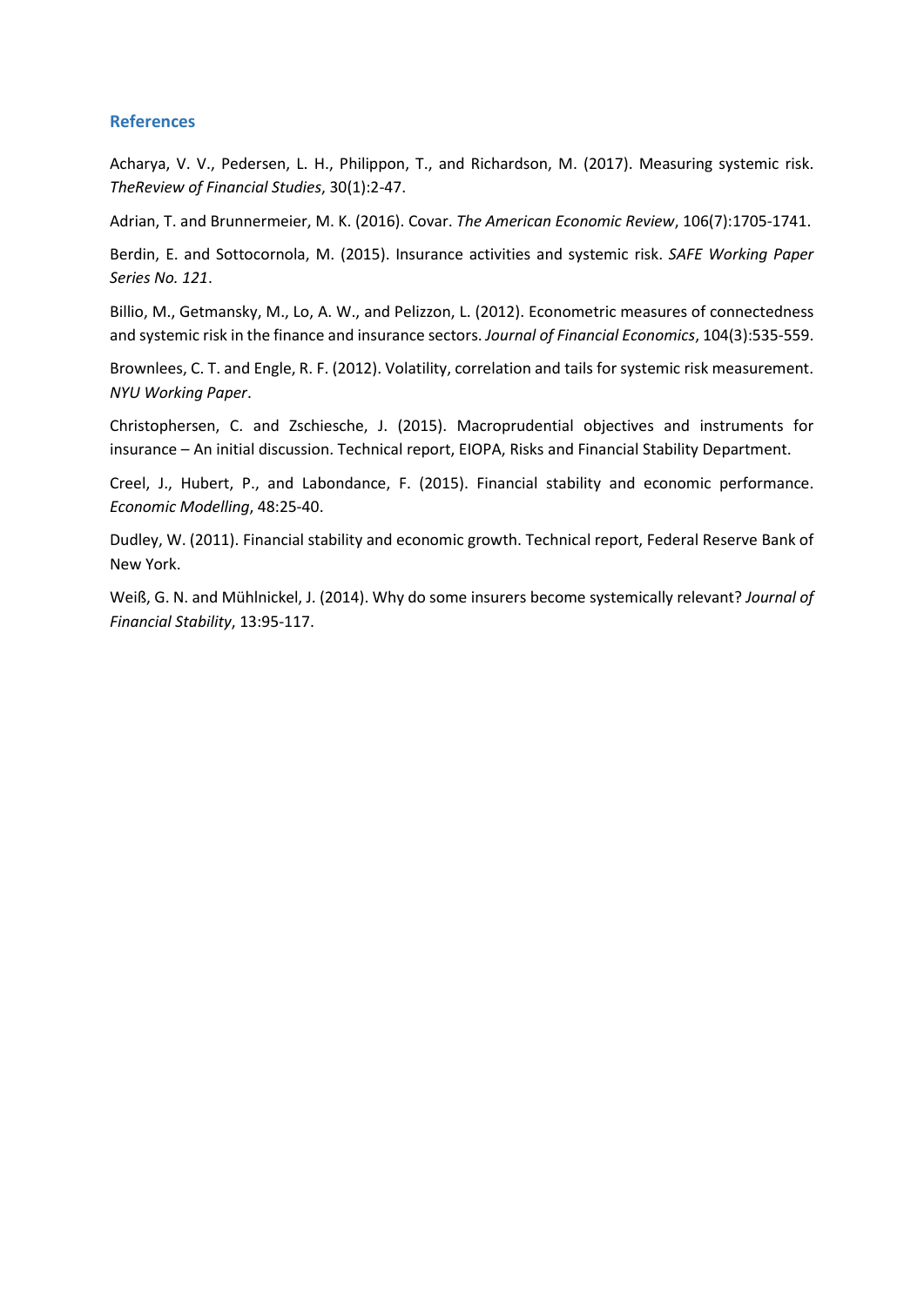## References

Acharya, V. V., Pedersen, L. H., Philippon, T., and Richardson, M. (2017). Measuring systemic risk. *TheReview of Financial Studies*, 30(1):2-47.

Adrian, T. and Brunnermeier, M. K. (2016). Covar. *The American Economic Review*, 106(7):1705-1741.

Berdin, E. and Sottocornola, M. (2015). Insurance activities and systemic risk. *SAFE Working Paper Series No. 121*.

Billio, M., Getmansky, M., Lo, A. W., and Pelizzon, L. (2012). Econometric measures of connectedness and systemic risk in the finance and insurance sectors. *Journal of Financial Economics*, 104(3):535-559.

Brownlees, C. T. and Engle, R. F. (2012). Volatility, correlation and tails for systemic risk measurement. *NYU Working Paper*.

Christophersen, C. and Zschiesche, J. (2015). Macroprudential objectives and instruments for insurance – An initial discussion. Technical report, EIOPA, Risks and Financial Stability Department.

Creel, J., Hubert, P., and Labondance, F. (2015). Financial stability and economic performance. *Economic Modelling*, 48:25-40.

Dudley, W. (2011). Financial stability and economic growth. Technical report, Federal Reserve Bank of New York.

Weiß, G. N. and Mühlnickel, J. (2014). Why do some insurers become systemically relevant? *Journal of Financial Stability*, 13:95-117.